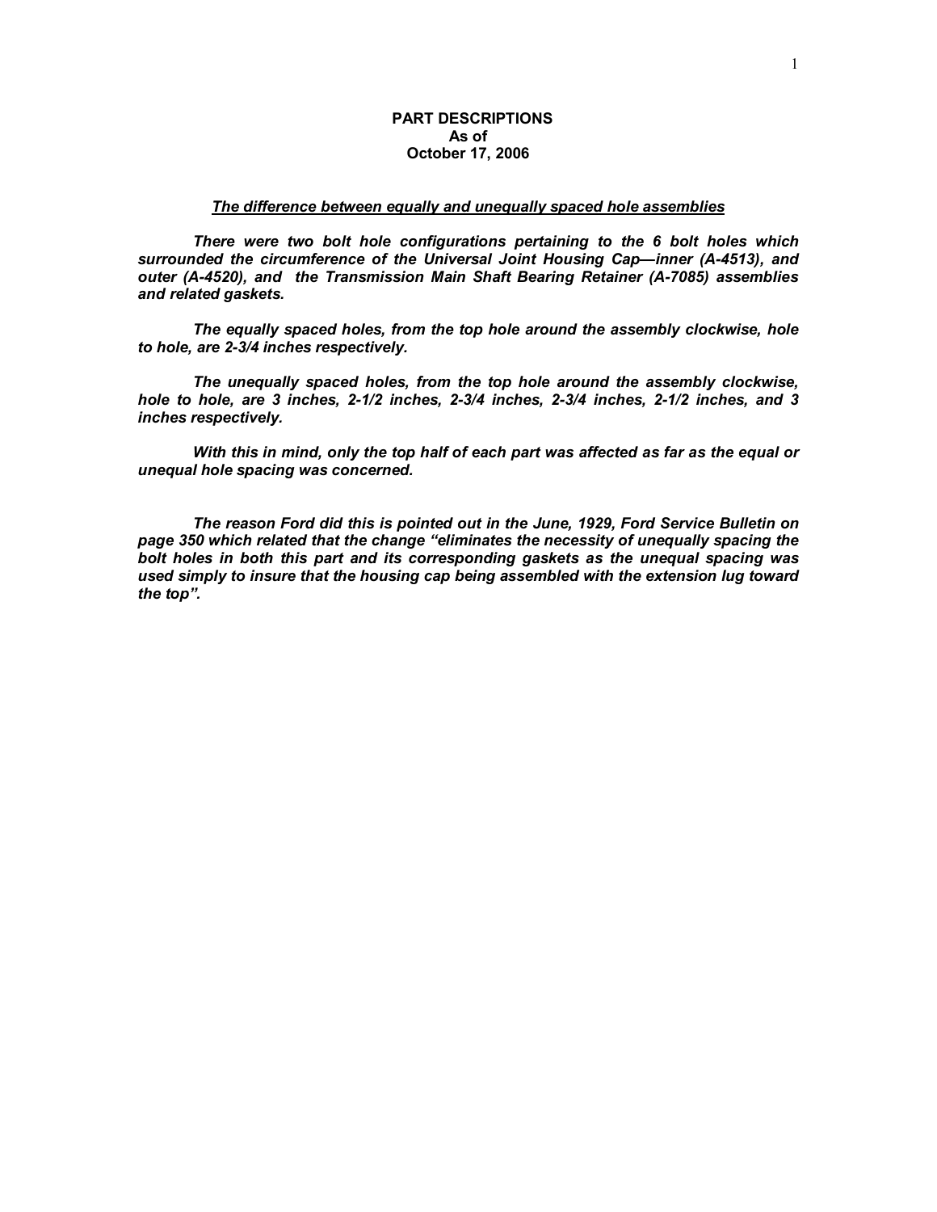**PART DESCRIPTIONS**
**As of**
**October 17, 2006**

***The difference between equally and unequally spaced hole assemblies***

***There were two bolt hole configurations pertaining to the 6 bolt holes which surrounded the circumference of the Universal Joint Housing Cap—inner (A-4513), and outer (A-4520), and the Transmission Main Shaft Bearing Retainer (A-7085) assemblies and related gaskets.***

***The equally spaced holes, from the top hole around the assembly clockwise, hole to hole, are 2-3/4 inches respectively.***

***The unequally spaced holes, from the top hole around the assembly clockwise, hole to hole, are 3 inches, 2-1/2 inches, 2-3/4 inches, 2-3/4 inches, 2-1/2 inches, and 3 inches respectively.***

***With this in mind, only the top half of each part was affected as far as the equal or unequal hole spacing was concerned.***

***The reason Ford did this is pointed out in the June, 1929, Ford Service Bulletin on page 350 which related that the change "eliminates the necessity of unequally spacing the bolt holes in both this part and its corresponding gaskets as the unequal spacing was used simply to insure that the housing cap being assembled with the extension lug toward the top".***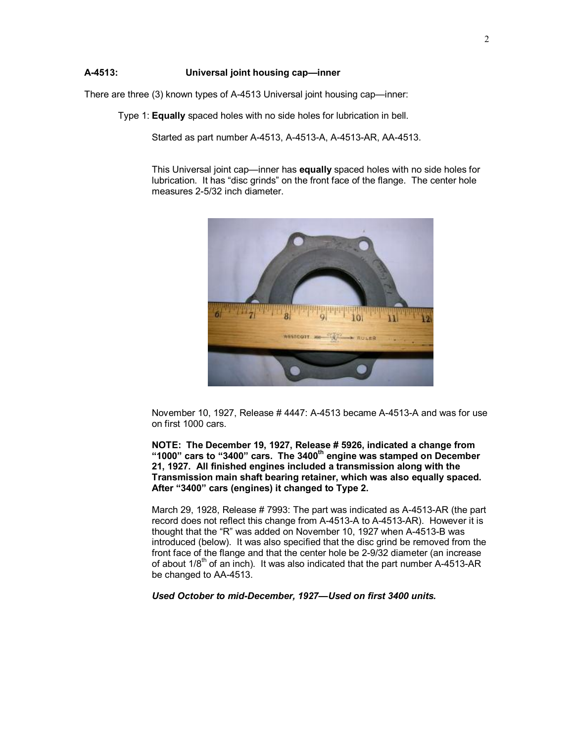**A-4513: Universal joint housing cap—inner**

There are three (3) known types of A-4513 Universal joint housing cap—inner:

Type 1: **Equally** spaced holes with no side holes for lubrication in bell.

Started as part number A-4513, A-4513-A, A-4513-AR, AA-4513.

This Universal joint cap—inner has **equally** spaced holes with no side holes for lubrication. It has "disc grinds" on the front face of the flange. The center hole measures 2-5/32 inch diameter.

November 10, 1927, Release # 4447: A-4513 became A-4513-A and was for use on first 1000 cars.

**NOTE: The December 19, 1927, Release # 5926, indicated a change from "1000" cars to "3400" cars. The 3400th engine was stamped on December 21, 1927. All finished engines included a transmission along with the Transmission main shaft bearing retainer, which was also equally spaced. After "3400" cars (engines) it changed to Type 2.**

March 29, 1928, Release # 7993: The part was indicated as A-4513-AR (the part record does not reflect this change from A-4513-A to A-4513-AR). However it is thought that the "R" was added on November 10, 1927 when A-4513-B was introduced (below). It was also specified that the disc grind be removed from the front face of the flange and that the center hole be 2-9/32 diameter (an increase of about 1/8th of an inch). It was also indicated that the part number A-4513-AR be changed to AA-4513.

***Used October to mid-December, 1927—Used on first 3400 units.***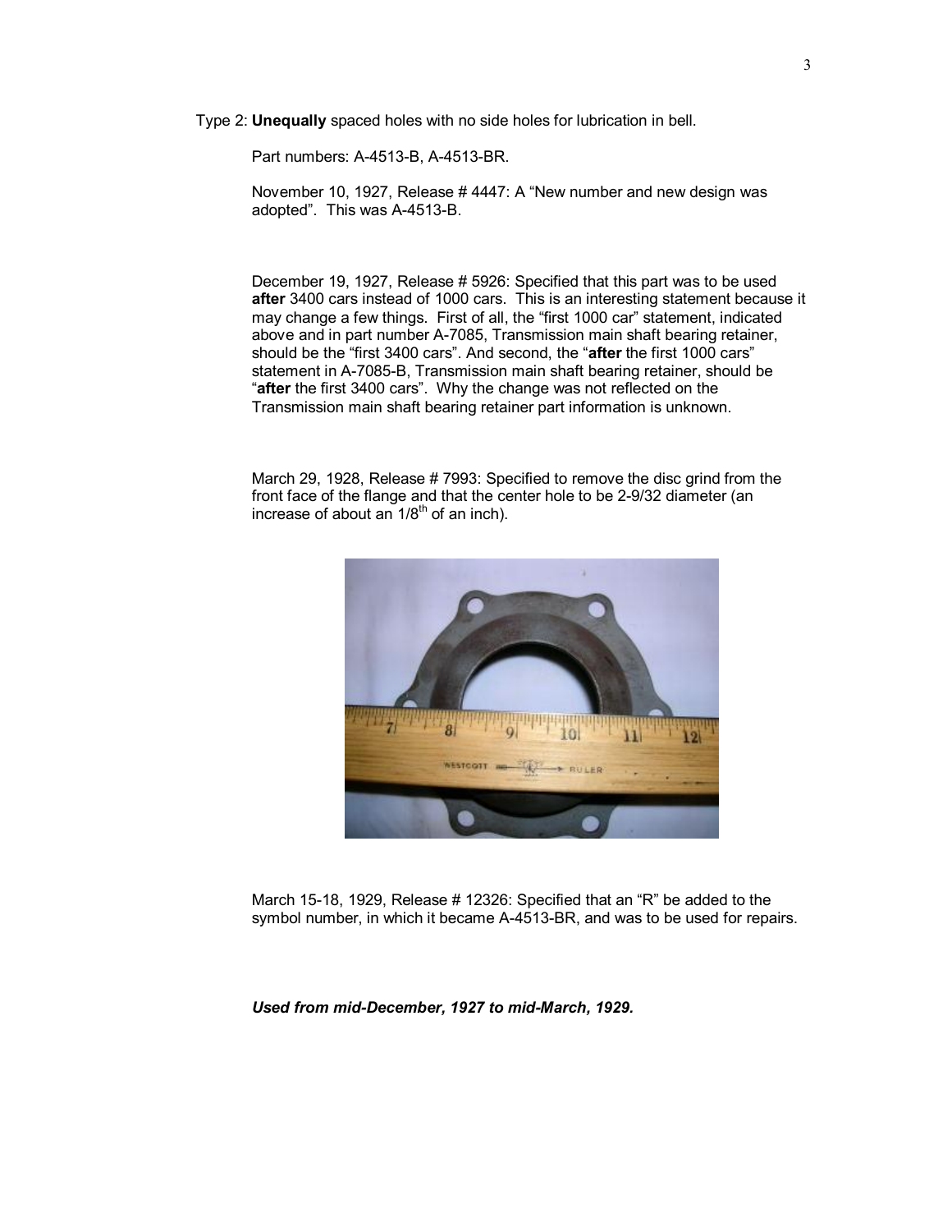Type 2: **Unequally** spaced holes with no side holes for lubrication in bell.

Part numbers: A-4513-B, A-4513-BR.

November 10, 1927, Release # 4447: A "New number and new design was adopted". This was A-4513-B.

December 19, 1927, Release # 5926: Specified that this part was to be used **after** 3400 cars instead of 1000 cars. This is an interesting statement because it may change a few things. First of all, the "first 1000 car" statement, indicated above and in part number A-7085, Transmission main shaft bearing retainer, should be the "first 3400 cars". And second, the "**after** the first 1000 cars" statement in A-7085-B, Transmission main shaft bearing retainer, should be "**after** the first 3400 cars". Why the change was not reflected on the Transmission main shaft bearing retainer part information is unknown.

March 29, 1928, Release # 7993: Specified to remove the disc grind from the front face of the flange and that the center hole to be 2-9/32 diameter (an increase of about an 1/8th of an inch).

March 15-18, 1929, Release # 12326: Specified that an "R" be added to the symbol number, in which it became A-4513-BR, and was to be used for repairs.

***Used from mid-December, 1927 to mid-March, 1929.***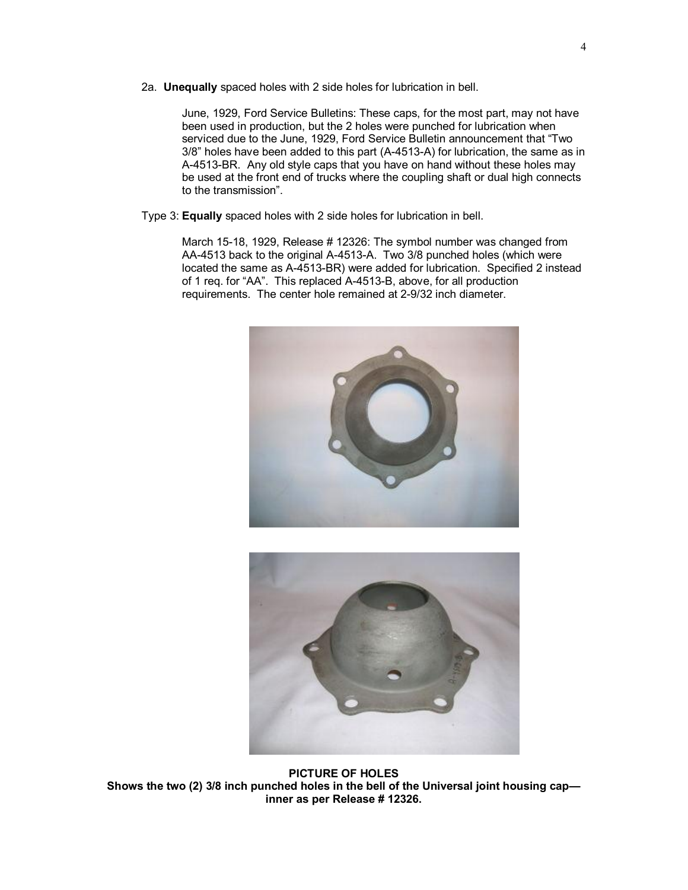2a. **Unequally** spaced holes with 2 side holes for lubrication in bell.

June, 1929, Ford Service Bulletins: These caps, for the most part, may not have been used in production, but the 2 holes were punched for lubrication when serviced due to the June, 1929, Ford Service Bulletin announcement that "Two 3/8" holes have been added to this part (A-4513-A) for lubrication, the same as in A-4513-BR. Any old style caps that you have on hand without these holes may be used at the front end of trucks where the coupling shaft or dual high connects to the transmission".

Type 3: **Equally** spaced holes with 2 side holes for lubrication in bell.

March 15-18, 1929, Release # 12326: The symbol number was changed from AA-4513 back to the original A-4513-A. Two 3/8 punched holes (which were located the same as A-4513-BR) were added for lubrication. Specified 2 instead of 1 req. for "AA". This replaced A-4513-B, above, for all production requirements. The center hole remained at 2-9/32 inch diameter.

**PICTURE OF HOLES**
**Shows the two (2) 3/8 inch punched holes in the bell of the Universal joint housing cap—inner as per Release # 12326.**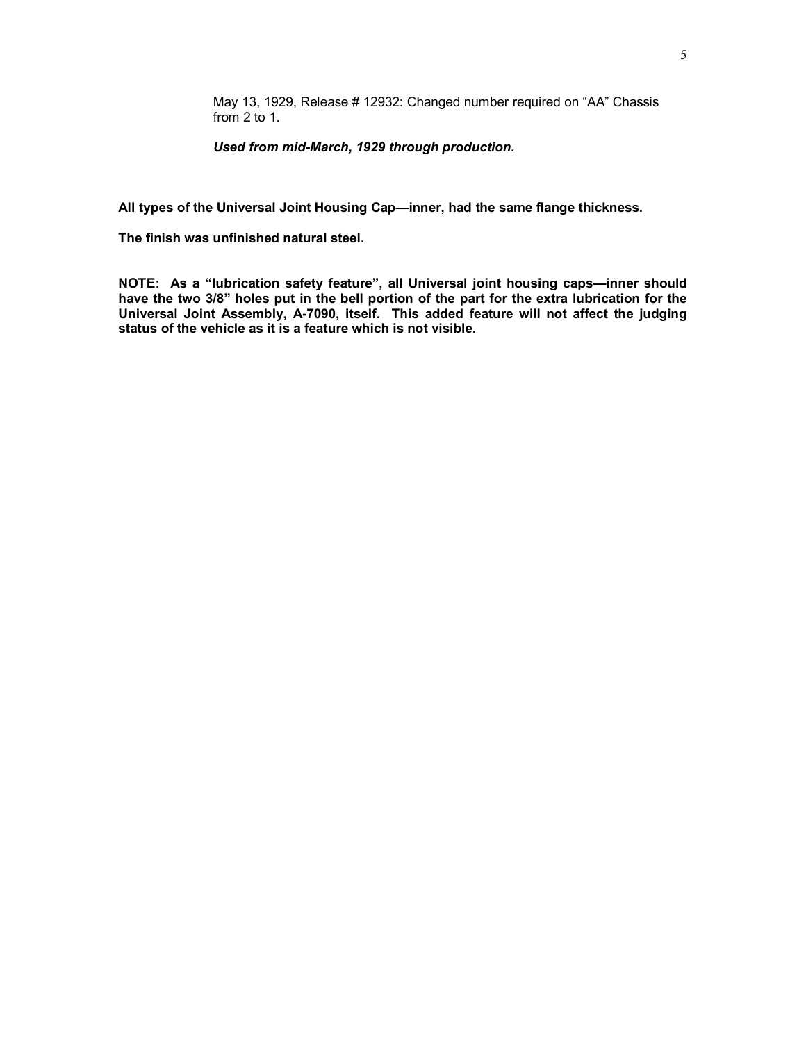May 13, 1929, Release # 12932: Changed number required on "AA" Chassis from 2 to 1.

***Used from mid-March, 1929 through production.***

**All types of the Universal Joint Housing Cap—inner, had the same flange thickness.**

**The finish was unfinished natural steel.**

**NOTE: As a "lubrication safety feature", all Universal joint housing caps—inner should have the two 3/8" holes put in the bell portion of the part for the extra lubrication for the Universal Joint Assembly, A-7090, itself. This added feature will not affect the judging status of the vehicle as it is a feature which is not visible.**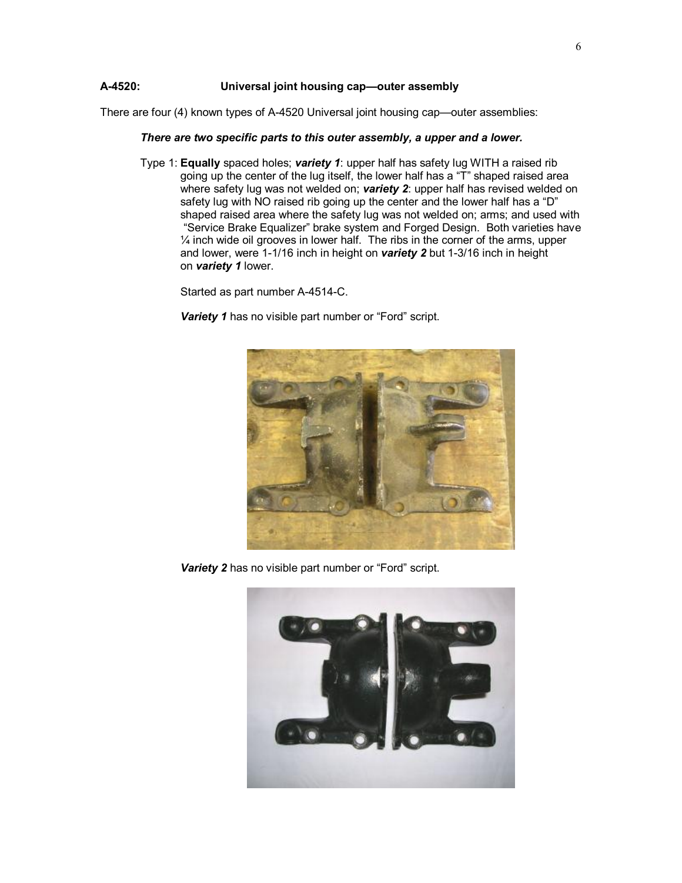**A-4520: Universal joint housing cap—outer assembly**

There are four (4) known types of A-4520 Universal joint housing cap—outer assemblies:

***There are two specific parts to this outer assembly, a upper and a lower.***

Type 1: **Equally** spaced holes; ***variety 1***: upper half has safety lug WITH a raised rib going up the center of the lug itself, the lower half has a “T” shaped raised area where safety lug was not welded on; ***variety 2***: upper half has revised welded on safety lug with NO raised rib going up the center and the lower half has a “D” shaped raised area where the safety lug was not welded on; arms; and used with “Service Brake Equalizer” brake system and Forged Design. Both varieties have ¼ inch wide oil grooves in lower half. The ribs in the corner of the arms, upper and lower, were 1-1/16 inch in height on ***variety 2*** but 1-3/16 inch in height on ***variety 1*** lower.

Started as part number A-4514-C.

***Variety 1*** has no visible part number or “Ford” script.

***Variety 2*** has no visible part number or “Ford” script.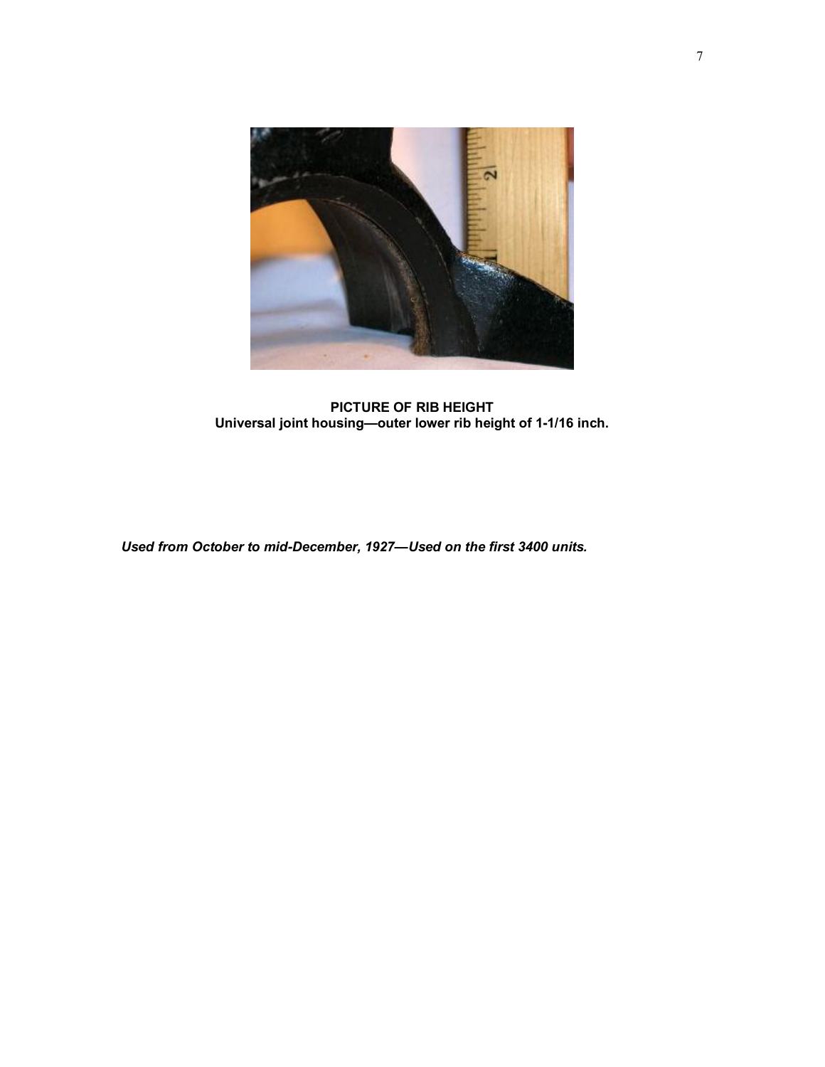**PICTURE OF RIB HEIGHT**
**Universal joint housing—outer lower rib height of 1-1/16 inch.**

***Used from October to mid-December, 1927—Used on the first 3400 units.***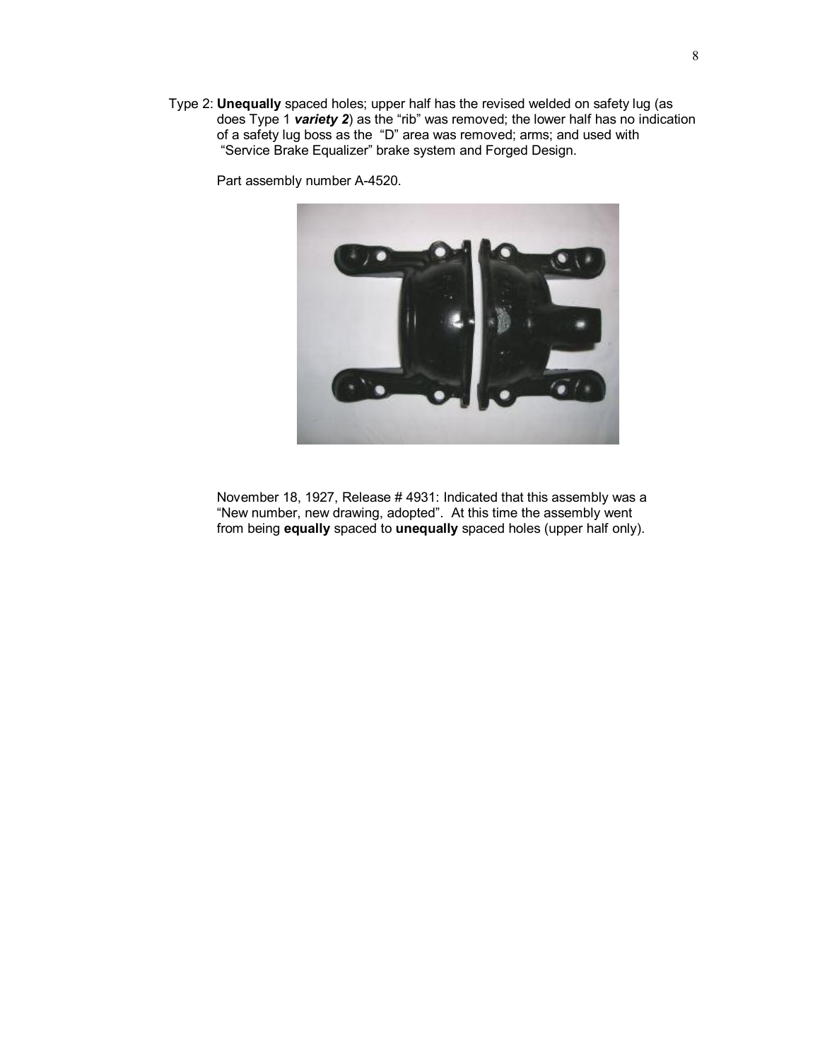Type 2: **Unequally** spaced holes; upper half has the revised welded on safety lug (as does Type 1 ***variety 2***) as the "rib" was removed; the lower half has no indication of a safety lug boss as the "D" area was removed; arms; and used with "Service Brake Equalizer" brake system and Forged Design.

Part assembly number A-4520.

November 18, 1927, Release # 4931: Indicated that this assembly was a "New number, new drawing, adopted". At this time the assembly went from being **equally** spaced to **unequally** spaced holes (upper half only).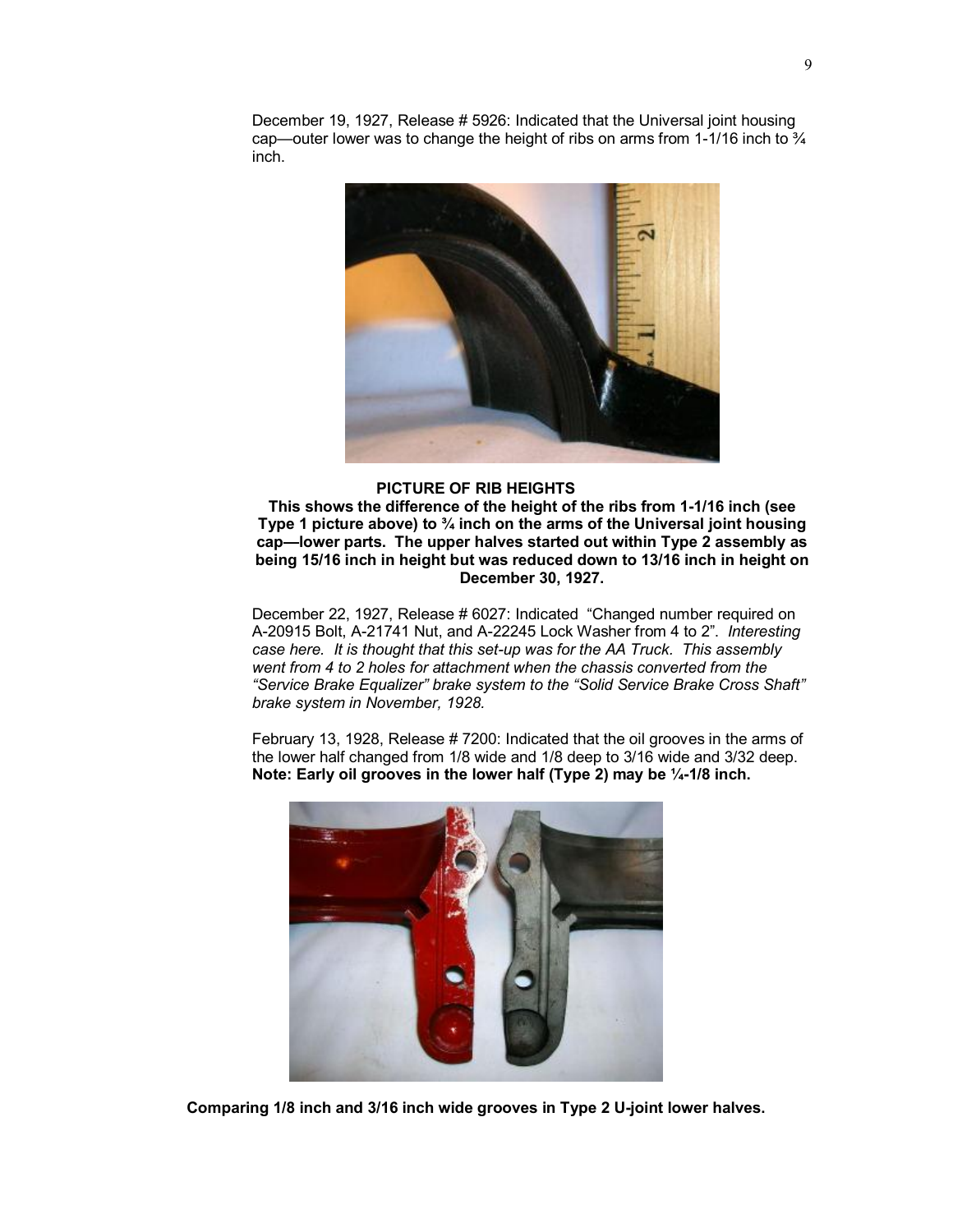December 19, 1927, Release # 5926: Indicated that the Universal joint housing cap—outer lower was to change the height of ribs on arms from 1-1/16 inch to ¾ inch.

**PICTURE OF RIB HEIGHTS**

**This shows the difference of the height of the ribs from 1-1/16 inch (see Type 1 picture above) to ¾ inch on the arms of the Universal joint housing cap—lower parts. The upper halves started out within Type 2 assembly as being 15/16 inch in height but was reduced down to 13/16 inch in height on December 30, 1927.**

December 22, 1927, Release # 6027: Indicated "Changed number required on A-20915 Bolt, A-21741 Nut, and A-22245 Lock Washer from 4 to 2". *Interesting case here. It is thought that this set-up was for the AA Truck. This assembly went from 4 to 2 holes for attachment when the chassis converted from the "Service Brake Equalizer" brake system to the "Solid Service Brake Cross Shaft" brake system in November, 1928.*

February 13, 1928, Release # 7200: Indicated that the oil grooves in the arms of the lower half changed from 1/8 wide and 1/8 deep to 3/16 wide and 3/32 deep. **Note: Early oil grooves in the lower half (Type 2) may be ¼-1/8 inch.**

**Comparing 1/8 inch and 3/16 inch wide grooves in Type 2 U-joint lower halves.**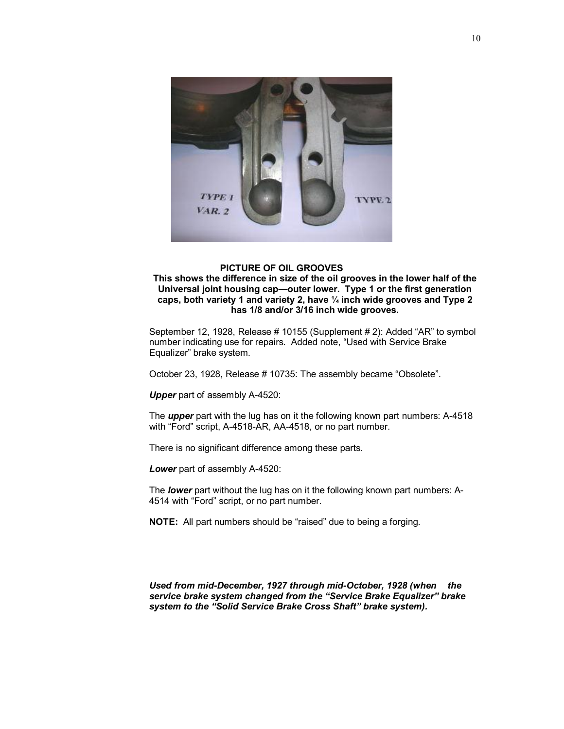**PICTURE OF OIL GROOVES**

**This shows the difference in size of the oil grooves in the lower half of the Universal joint housing cap—outer lower. Type 1 or the first generation caps, both variety 1 and variety 2, have ¼ inch wide grooves and Type 2 has 1/8 and/or 3/16 inch wide grooves.**

September 12, 1928, Release # 10155 (Supplement # 2): Added "AR" to symbol number indicating use for repairs. Added note, "Used with Service Brake Equalizer" brake system.

October 23, 1928, Release # 10735: The assembly became "Obsolete".

***Upper*** part of assembly A-4520:

The ***upper*** part with the lug has on it the following known part numbers: A-4518 with "Ford" script, A-4518-AR, AA-4518, or no part number.

There is no significant difference among these parts.

***Lower*** part of assembly A-4520:

The ***lower*** part without the lug has on it the following known part numbers: A-4514 with "Ford" script, or no part number.

**NOTE:** All part numbers should be "raised" due to being a forging.

***Used from mid-December, 1927 through mid-October, 1928 (when the service brake system changed from the "Service Brake Equalizer" brake system to the "Solid Service Brake Cross Shaft" brake system).***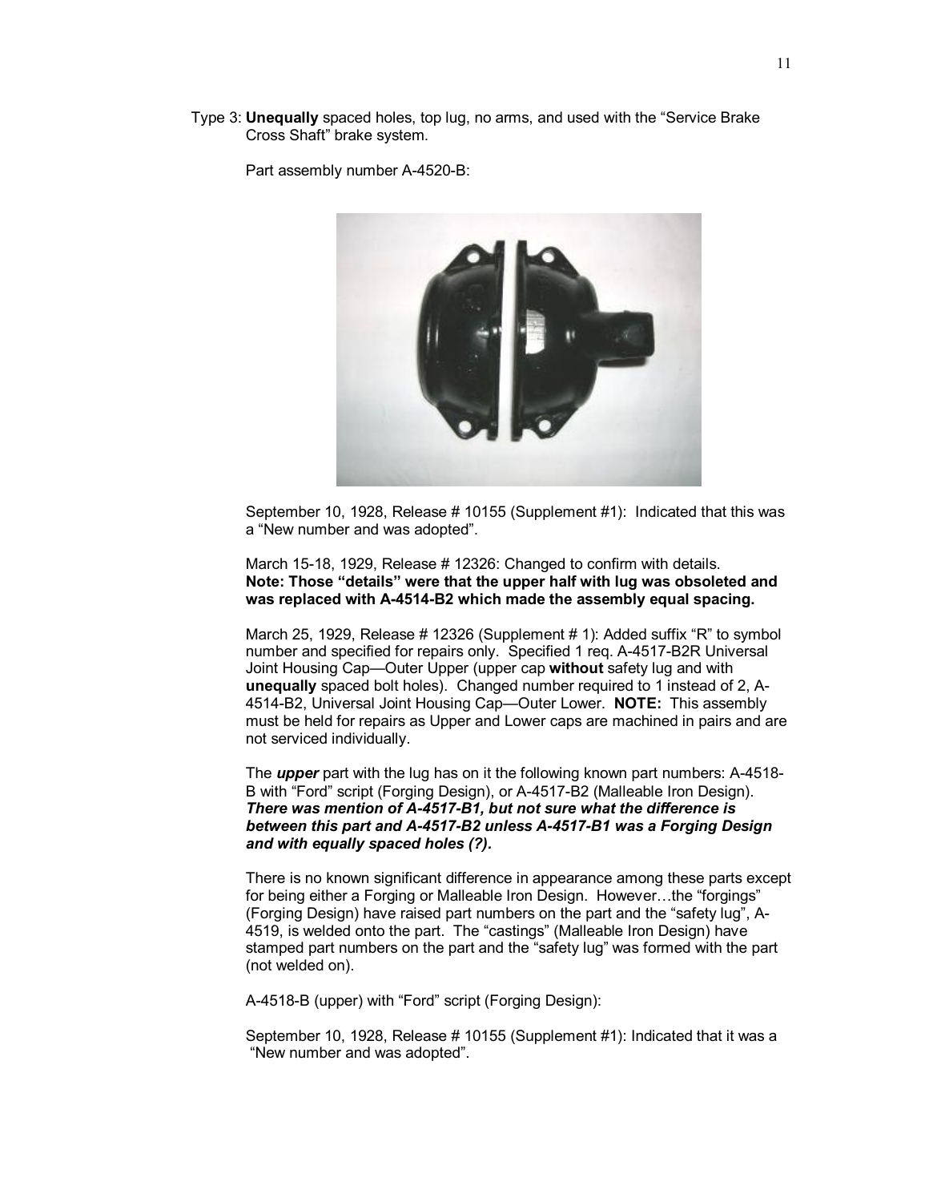Type 3: **Unequally** spaced holes, top lug, no arms, and used with the "Service Brake Cross Shaft" brake system.

Part assembly number A-4520-B:

September 10, 1928, Release # 10155 (Supplement #1): Indicated that this was a "New number and was adopted".

March 15-18, 1929, Release # 12326: Changed to confirm with details. **Note: Those "details" were that the upper half with lug was obsoleted and was replaced with A-4514-B2 which made the assembly equal spacing.**

March 25, 1929, Release # 12326 (Supplement # 1): Added suffix "R" to symbol number and specified for repairs only. Specified 1 req. A-4517-B2R Universal Joint Housing Cap—Outer Upper (upper cap **without** safety lug and with **unequally** spaced bolt holes). Changed number required to 1 instead of 2, A-4514-B2, Universal Joint Housing Cap—Outer Lower. **NOTE:** This assembly must be held for repairs as Upper and Lower caps are machined in pairs and are not serviced individually.

The ***upper*** part with the lug has on it the following known part numbers: A-4518-B with "Ford" script (Forging Design), or A-4517-B2 (Malleable Iron Design). ***There was mention of A-4517-B1, but not sure what the difference is between this part and A-4517-B2 unless A-4517-B1 was a Forging Design and with equally spaced holes (?).***

There is no known significant difference in appearance among these parts except for being either a Forging or Malleable Iron Design. However…the "forgings" (Forging Design) have raised part numbers on the part and the "safety lug", A-4519, is welded onto the part. The "castings" (Malleable Iron Design) have stamped part numbers on the part and the "safety lug" was formed with the part (not welded on).

A-4518-B (upper) with "Ford" script (Forging Design):

September 10, 1928, Release # 10155 (Supplement #1): Indicated that it was a "New number and was adopted".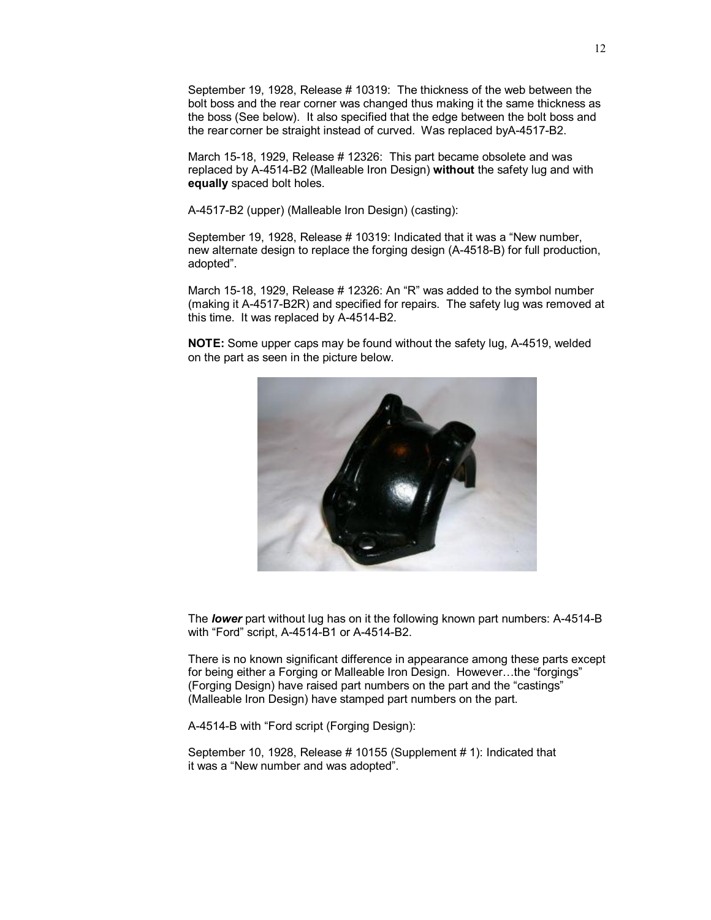September 19, 1928, Release # 10319: The thickness of the web between the bolt boss and the rear corner was changed thus making it the same thickness as the boss (See below). It also specified that the edge between the bolt boss and the rear corner be straight instead of curved. Was replaced byA-4517-B2.

March 15-18, 1929, Release # 12326: This part became obsolete and was replaced by A-4514-B2 (Malleable Iron Design) **without** the safety lug and with **equally** spaced bolt holes.

A-4517-B2 (upper) (Malleable Iron Design) (casting):

September 19, 1928, Release # 10319: Indicated that it was a "New number, new alternate design to replace the forging design (A-4518-B) for full production, adopted".

March 15-18, 1929, Release # 12326: An "R" was added to the symbol number (making it A-4517-B2R) and specified for repairs. The safety lug was removed at this time. It was replaced by A-4514-B2.

**NOTE:** Some upper caps may be found without the safety lug, A-4519, welded on the part as seen in the picture below.

The ***lower*** part without lug has on it the following known part numbers: A-4514-B with "Ford" script, A-4514-B1 or A-4514-B2.

There is no known significant difference in appearance among these parts except for being either a Forging or Malleable Iron Design. However…the "forgings" (Forging Design) have raised part numbers on the part and the "castings" (Malleable Iron Design) have stamped part numbers on the part.

A-4514-B with "Ford script (Forging Design):

September 10, 1928, Release # 10155 (Supplement # 1): Indicated that it was a "New number and was adopted".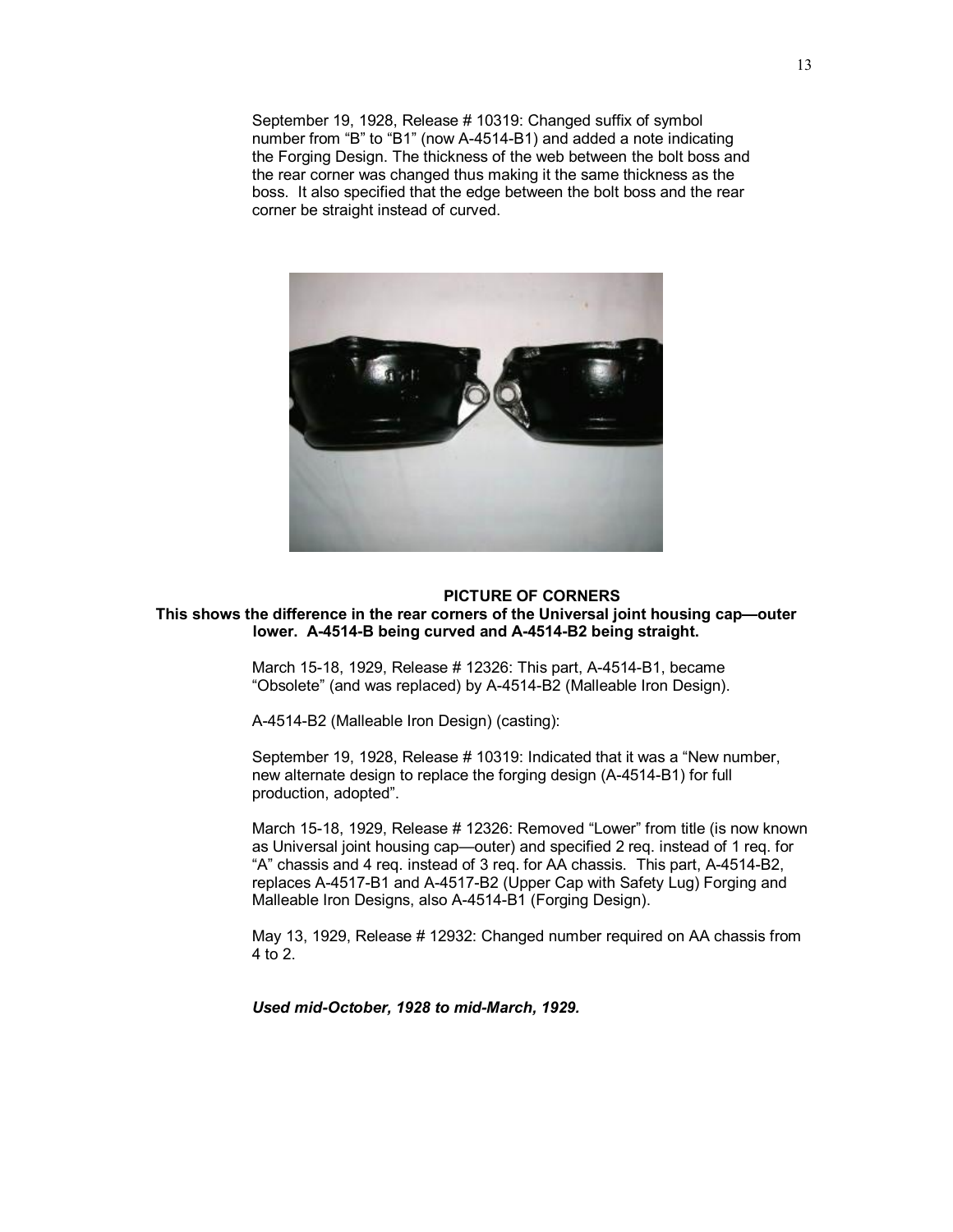September 19, 1928, Release # 10319: Changed suffix of symbol number from "B" to "B1" (now A-4514-B1) and added a note indicating the Forging Design. The thickness of the web between the bolt boss and the rear corner was changed thus making it the same thickness as the boss. It also specified that the edge between the bolt boss and the rear corner be straight instead of curved.

**PICTURE OF CORNERS**
**This shows the difference in the rear corners of the Universal joint housing cap—outer lower. A-4514-B being curved and A-4514-B2 being straight.**

March 15-18, 1929, Release # 12326: This part, A-4514-B1, became "Obsolete" (and was replaced) by A-4514-B2 (Malleable Iron Design).

A-4514-B2 (Malleable Iron Design) (casting):

September 19, 1928, Release # 10319: Indicated that it was a "New number, new alternate design to replace the forging design (A-4514-B1) for full production, adopted".

March 15-18, 1929, Release # 12326: Removed "Lower" from title (is now known as Universal joint housing cap—outer) and specified 2 req. instead of 1 req. for "A" chassis and 4 req. instead of 3 req. for AA chassis. This part, A-4514-B2, replaces A-4517-B1 and A-4517-B2 (Upper Cap with Safety Lug) Forging and Malleable Iron Designs, also A-4514-B1 (Forging Design).

May 13, 1929, Release # 12932: Changed number required on AA chassis from 4 to 2.

***Used mid-October, 1928 to mid-March, 1929.***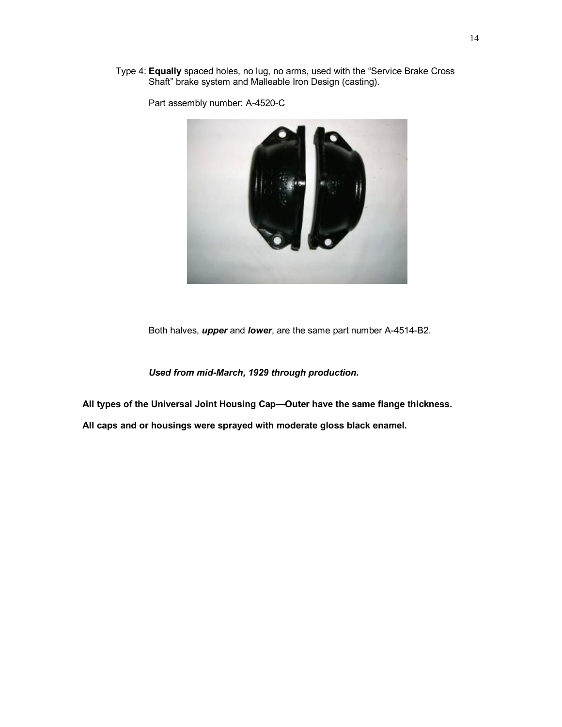Type 4: **Equally** spaced holes, no lug, no arms, used with the "Service Brake Cross Shaft" brake system and Malleable Iron Design (casting).

Part assembly number: A-4520-C

Both halves, ***upper*** and ***lower***, are the same part number A-4514-B2.

***Used from mid-March, 1929 through production.***

**All types of the Universal Joint Housing Cap—Outer have the same flange thickness.**

**All caps and or housings were sprayed with moderate gloss black enamel.**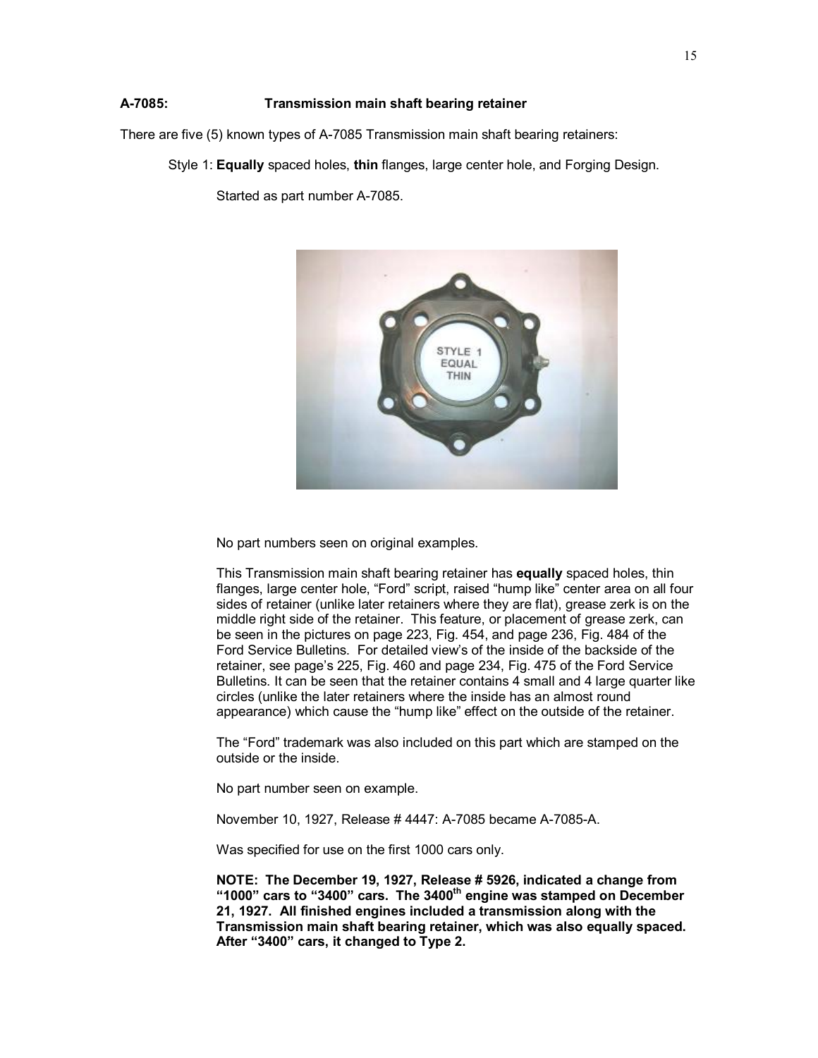**A-7085: Transmission main shaft bearing retainer**

There are five (5) known types of A-7085 Transmission main shaft bearing retainers:

Style 1: **Equally** spaced holes, **thin** flanges, large center hole, and Forging Design.

Started as part number A-7085.

No part numbers seen on original examples.

This Transmission main shaft bearing retainer has **equally** spaced holes, thin flanges, large center hole, "Ford" script, raised "hump like" center area on all four sides of retainer (unlike later retainers where they are flat), grease zerk is on the middle right side of the retainer. This feature, or placement of grease zerk, can be seen in the pictures on page 223, Fig. 454, and page 236, Fig. 484 of the Ford Service Bulletins. For detailed view's of the inside of the backside of the retainer, see page's 225, Fig. 460 and page 234, Fig. 475 of the Ford Service Bulletins. It can be seen that the retainer contains 4 small and 4 large quarter like circles (unlike the later retainers where the inside has an almost round appearance) which cause the "hump like" effect on the outside of the retainer.

The "Ford" trademark was also included on this part which are stamped on the outside or the inside.

No part number seen on example.

November 10, 1927, Release # 4447: A-7085 became A-7085-A.

Was specified for use on the first 1000 cars only.

**NOTE: The December 19, 1927, Release # 5926, indicated a change from "1000" cars to "3400" cars. The 3400th engine was stamped on December 21, 1927. All finished engines included a transmission along with the Transmission main shaft bearing retainer, which was also equally spaced. After "3400" cars, it changed to Type 2.**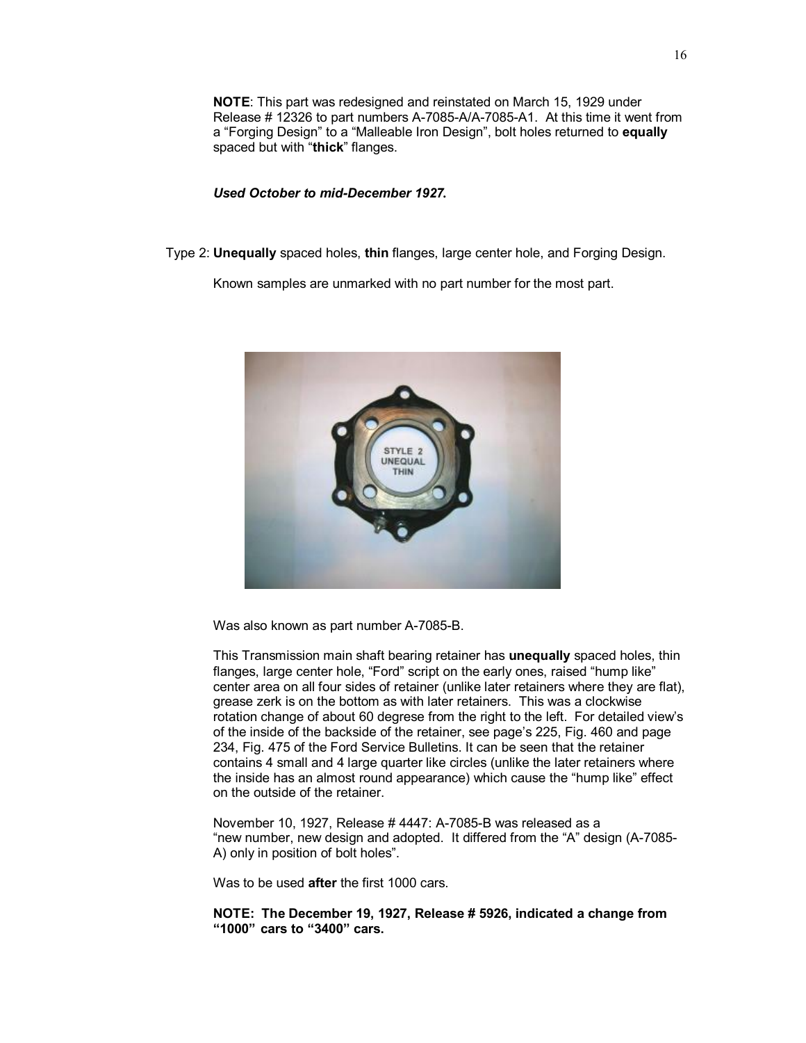**NOTE**: This part was redesigned and reinstated on March 15, 1929 under Release # 12326 to part numbers A-7085-A/A-7085-A1. At this time it went from a "Forging Design" to a "Malleable Iron Design", bolt holes returned to **equally** spaced but with "**thick**" flanges.

***Used October to mid-December 1927.***

Type 2: **Unequally** spaced holes, **thin** flanges, large center hole, and Forging Design.

Known samples are unmarked with no part number for the most part.

Was also known as part number A-7085-B.

This Transmission main shaft bearing retainer has **unequally** spaced holes, thin flanges, large center hole, "Ford" script on the early ones, raised "hump like" center area on all four sides of retainer (unlike later retainers where they are flat), grease zerk is on the bottom as with later retainers. This was a clockwise rotation change of about 60 degrese from the right to the left. For detailed view's of the inside of the backside of the retainer, see page's 225, Fig. 460 and page 234, Fig. 475 of the Ford Service Bulletins. It can be seen that the retainer contains 4 small and 4 large quarter like circles (unlike the later retainers where the inside has an almost round appearance) which cause the "hump like" effect on the outside of the retainer.

November 10, 1927, Release # 4447: A-7085-B was released as a "new number, new design and adopted. It differed from the "A" design (A-7085-A) only in position of bolt holes".

Was to be used **after** the first 1000 cars.

**NOTE: The December 19, 1927, Release # 5926, indicated a change from "1000" cars to "3400" cars.**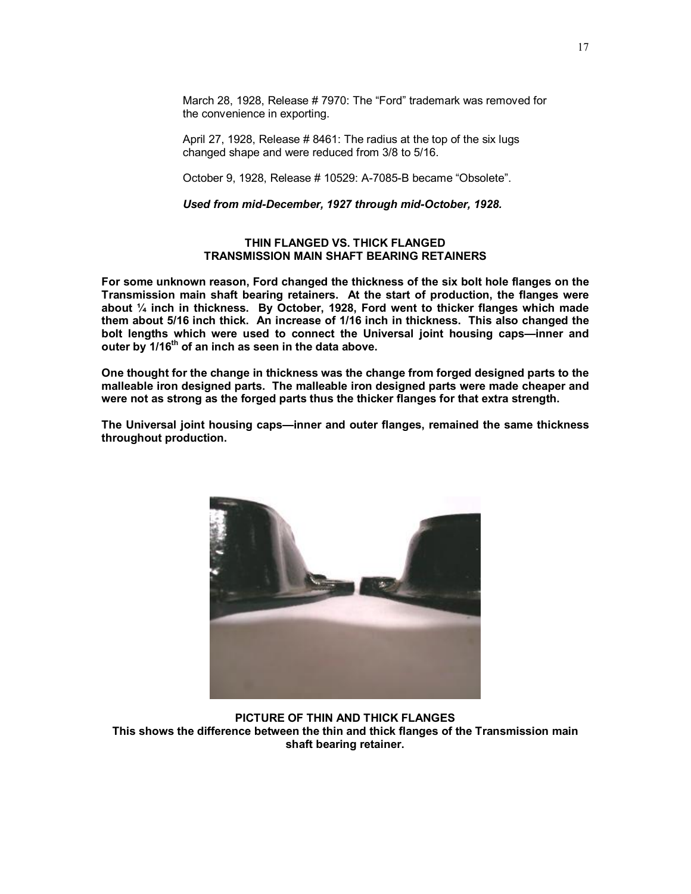March 28, 1928, Release # 7970: The "Ford" trademark was removed for the convenience in exporting.

April 27, 1928, Release # 8461: The radius at the top of the six lugs changed shape and were reduced from 3/8 to 5/16.

October 9, 1928, Release # 10529: A-7085-B became "Obsolete".

***Used from mid-December, 1927 through mid-October, 1928.***

## THIN FLANGED VS. THICK FLANGED TRANSMISSION MAIN SHAFT BEARING RETAINERS

**For some unknown reason, Ford changed the thickness of the six bolt hole flanges on the Transmission main shaft bearing retainers. At the start of production, the flanges were about ¼ inch in thickness. By October, 1928, Ford went to thicker flanges which made them about 5/16 inch thick. An increase of 1/16 inch in thickness. This also changed the bolt lengths which were used to connect the Universal joint housing caps—inner and outer by 1/16th of an inch as seen in the data above.**

**One thought for the change in thickness was the change from forged designed parts to the malleable iron designed parts. The malleable iron designed parts were made cheaper and were not as strong as the forged parts thus the thicker flanges for that extra strength.**

**The Universal joint housing caps—inner and outer flanges, remained the same thickness throughout production.**

**PICTURE OF THIN AND THICK FLANGES**
**This shows the difference between the thin and thick flanges of the Transmission main shaft bearing retainer.**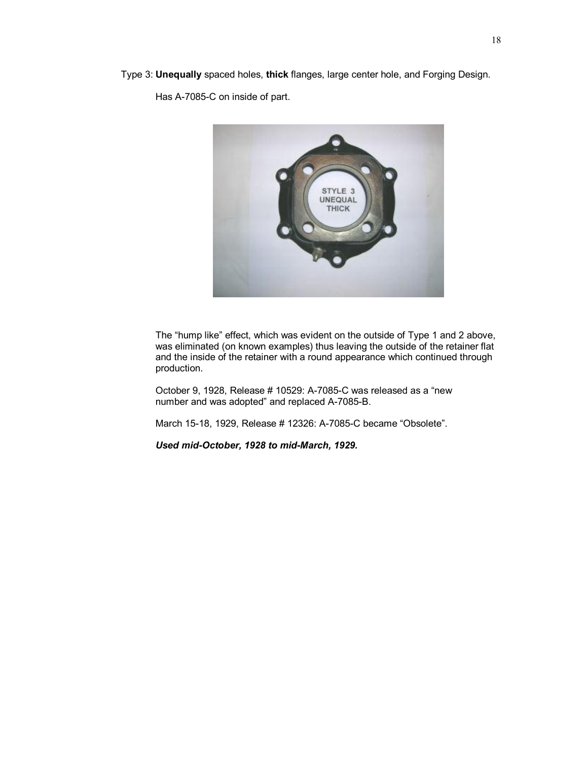Type 3: **Unequally** spaced holes, **thick** flanges, large center hole, and Forging Design.

Has A-7085-C on inside of part.

The "hump like" effect, which was evident on the outside of Type 1 and 2 above, was eliminated (on known examples) thus leaving the outside of the retainer flat and the inside of the retainer with a round appearance which continued through production.

October 9, 1928, Release # 10529: A-7085-C was released as a "new number and was adopted" and replaced A-7085-B.

March 15-18, 1929, Release # 12326: A-7085-C became "Obsolete".

***Used mid-October, 1928 to mid-March, 1929.***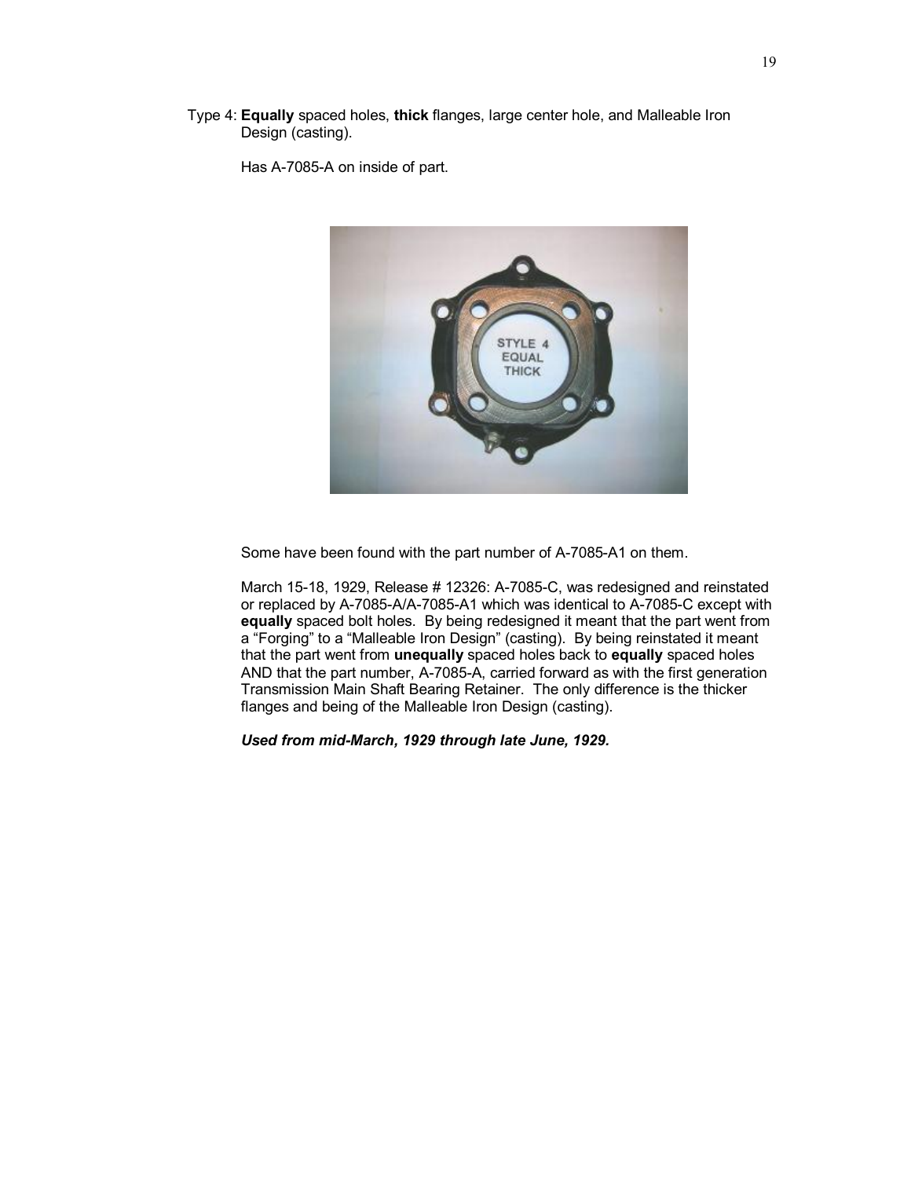Type 4: **Equally** spaced holes, **thick** flanges, large center hole, and Malleable Iron Design (casting).

Has A-7085-A on inside of part.

Some have been found with the part number of A-7085-A1 on them.

March 15-18, 1929, Release # 12326: A-7085-C, was redesigned and reinstated or replaced by A-7085-A/A-7085-A1 which was identical to A-7085-C except with **equally** spaced bolt holes. By being redesigned it meant that the part went from a “Forging” to a “Malleable Iron Design” (casting). By being reinstated it meant that the part went from **unequally** spaced holes back to **equally** spaced holes AND that the part number, A-7085-A, carried forward as with the first generation Transmission Main Shaft Bearing Retainer. The only difference is the thicker flanges and being of the Malleable Iron Design (casting).

***Used from mid-March, 1929 through late June, 1929.***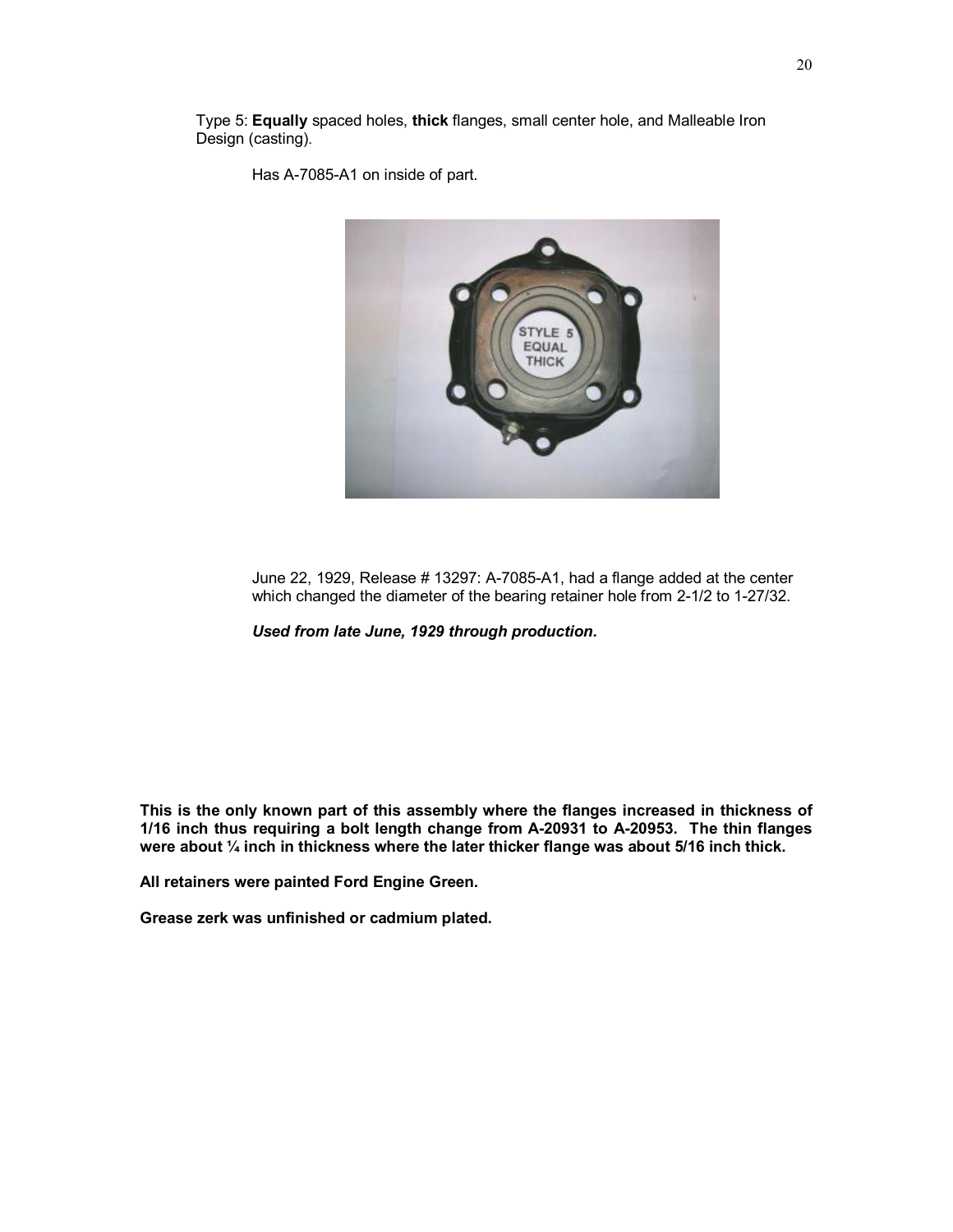Type 5: **Equally** spaced holes, **thick** flanges, small center hole, and Malleable Iron Design (casting).

Has A-7085-A1 on inside of part.

June 22, 1929, Release # 13297: A-7085-A1, had a flange added at the center which changed the diameter of the bearing retainer hole from 2-1/2 to 1-27/32.

***Used from late June, 1929 through production.***

**This is the only known part of this assembly where the flanges increased in thickness of 1/16 inch thus requiring a bolt length change from A-20931 to A-20953. The thin flanges were about ¼ inch in thickness where the later thicker flange was about 5/16 inch thick.**

**All retainers were painted Ford Engine Green.**

**Grease zerk was unfinished or cadmium plated.**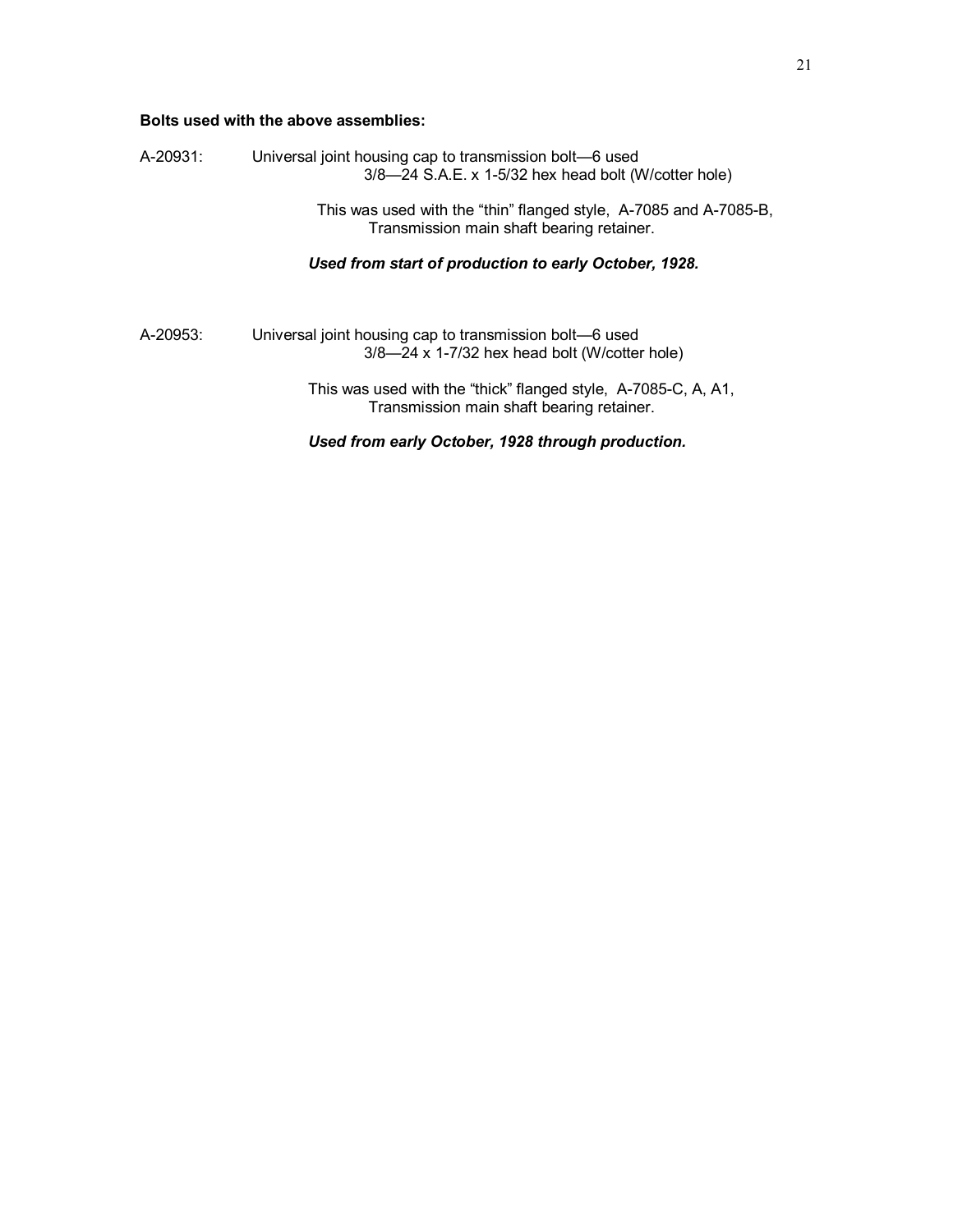**Bolts used with the above assemblies:**

A-20931: Universal joint housing cap to transmission bolt—6 used
3/8—24 S.A.E. x 1-5/32 hex head bolt (W/cotter hole)

This was used with the "thin" flanged style, A-7085 and A-7085-B, Transmission main shaft bearing retainer.

***Used from start of production to early October, 1928.***

A-20953: Universal joint housing cap to transmission bolt—6 used
3/8—24 x 1-7/32 hex head bolt (W/cotter hole)

This was used with the "thick" flanged style, A-7085-C, A, A1, Transmission main shaft bearing retainer.

***Used from early October, 1928 through production.***